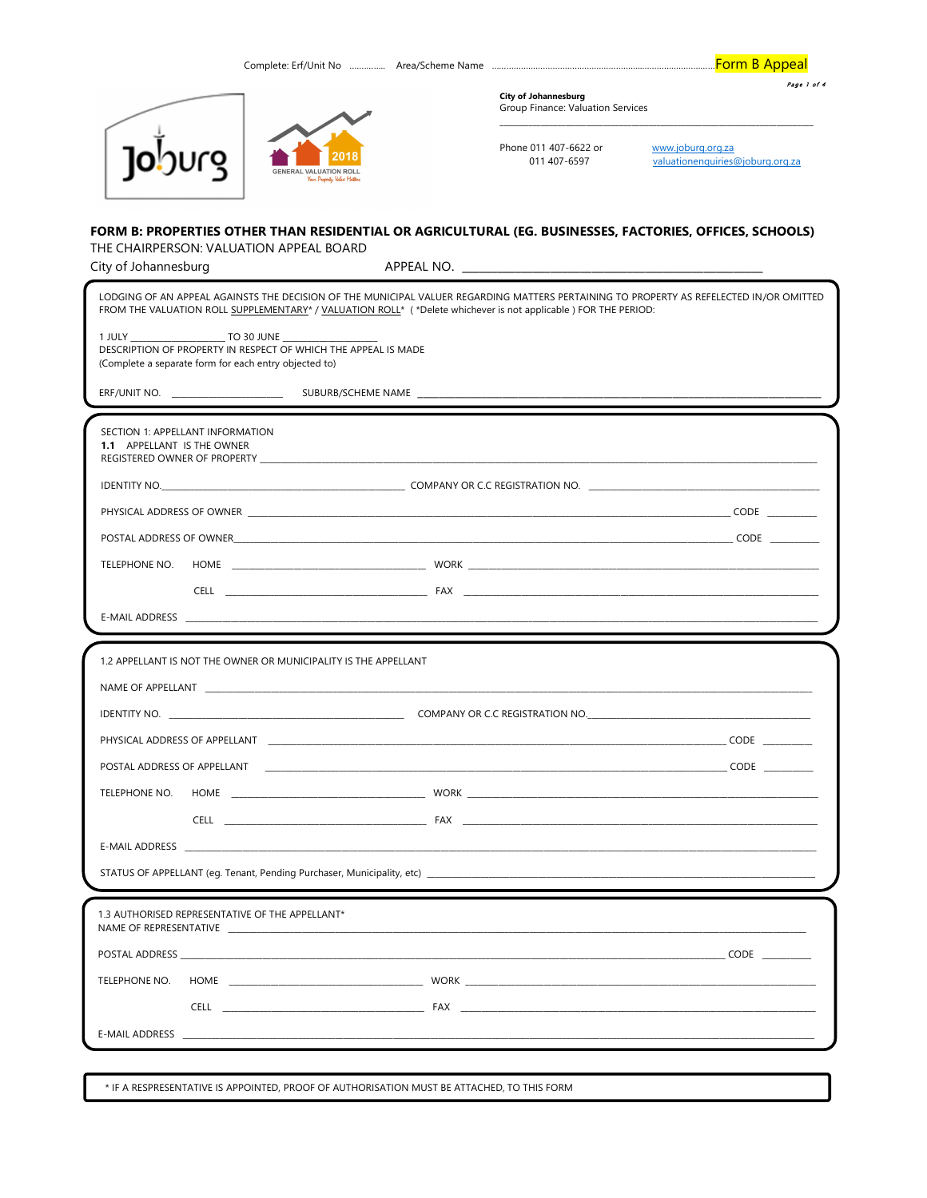Complete: Erf/Unit No .............. Area/Scheme Name ........................................................................................ Form B Appeal

**City of Johannesburg**
Group Finance: Valuation Services

Phone 011 407-6622 or 011 407-6597

www.joburg.org.za
valuationenquiries@joburg.org.za

## FORM B: PROPERTIES OTHER THAN RESIDENTIAL OR AGRICULTURAL (EG. BUSINESSES, FACTORIES, OFFICES, SCHOOLS)

THE CHAIRPERSON: VALUATION APPEAL BOARD

City of Johannesburg APPEAL NO. ______________________________________________

LODGING OF AN APPEAL AGAINSTS THE DECISION OF THE MUNICIPAL VALUER REGARDING MATTERS PERTAINING TO PROPERTY AS REFELECTED IN/OR OMITTED FROM THE VALUATION ROLL SUPPLEMENTARY* / VALUATION ROLL* ( *Delete whichever is not applicable ) FOR THE PERIOD:

1 JULY __________________ TO 30 JUNE __________________

DESCRIPTION OF PROPERTY IN RESPECT OF WHICH THE APPEAL IS MADE
(Complete a separate form for each entry objected to)

ERF/UNIT NO. ______________________ SUBURB/SCHEME NAME ______________________________________________

SECTION 1: APPELLANT INFORMATION

**1.1** APPELLANT IS THE OWNER

REGISTERED OWNER OF PROPERTY ______________________________________________

IDENTITY NO. ______________________ COMPANY OR C.C REGISTRATION NO. ______________________

PHYSICAL ADDRESS OF OWNER ______________________________________________ CODE _________

POSTAL ADDRESS OF OWNER ______________________________________________ CODE _________

TELEPHONE NO. HOME ______________________ WORK ______________________

CELL ______________________ FAX ______________________

E-MAIL ADDRESS ______________________________________________

1.2 APPELLANT IS NOT THE OWNER OR MUNICIPALITY IS THE APPELLANT

NAME OF APPELLANT ______________________________________________

IDENTITY NO. ______________________ COMPANY OR C.C REGISTRATION NO. ______________________

PHYSICAL ADDRESS OF APPELLANT ______________________________________________ CODE _________

POSTAL ADDRESS OF APPELLANT ______________________________________________ CODE _________

TELEPHONE NO. HOME ______________________ WORK ______________________

CELL ______________________ FAX ______________________

E-MAIL ADDRESS ______________________________________________

STATUS OF APPELLANT (eg. Tenant, Pending Purchaser, Municipality, etc) ______________________________________________

1.3 AUTHORISED REPRESENTATIVE OF THE APPELLANT*

NAME OF REPRESENTATIVE ______________________________________________

POSTAL ADDRESS ______________________________________________ CODE _________

TELEPHONE NO. HOME ______________________ WORK ______________________

CELL ______________________ FAX ______________________

E-MAIL ADDRESS ______________________________________________

* IF A RESPRESENTATIVE IS APPOINTED, PROOF OF AUTHORISATION MUST BE ATTACHED, TO THIS FORM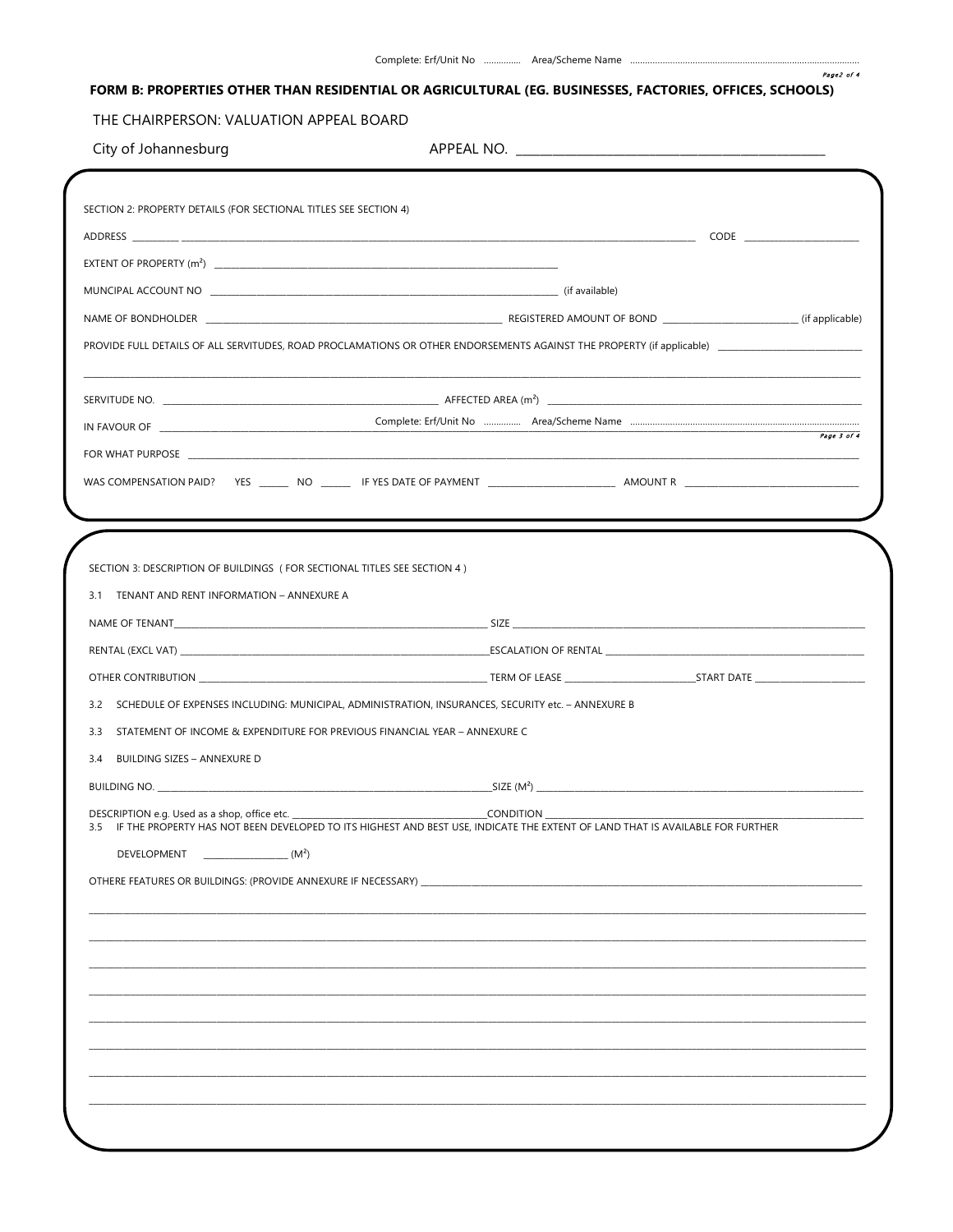Complete: Erf/Unit No ............... Area/Scheme Name ............................................................................................

## FORM B: PROPERTIES OTHER THAN RESIDENTIAL OR AGRICULTURAL (EG. BUSINESSES, FACTORIES, OFFICES, SCHOOLS)

THE CHAIRPERSON: VALUATION APPEAL BOARD

City of Johannesburg APPEAL NO. ____________________________________________

SECTION 2: PROPERTY DETAILS (FOR SECTIONAL TITLES SEE SECTION 4)

ADDRESS __________ ______________________________________________________________________________ CODE ____________________

EXTENT OF PROPERTY (m²) ______________________________________________________________

MUNCIPAL ACCOUNT NO ______________________________________________________________ (if available)

NAME OF BONDHOLDER ____________________________________________ REGISTERED AMOUNT OF BOND ______________________ (if applicable)

PROVIDE FULL DETAILS OF ALL SERVITUDES, ROAD PROCLAMATIONS OR OTHER ENDORSEMENTS AGAINST THE PROPERTY (if applicable) ________________________

______________________________________________________________________________________________________

SERVITUDE NO. ____________________________________________ AFFECTED AREA (m²) ____________________________________________

IN FAVOUR OF ____________________________________________ Complete: Erf/Unit No ............... Area/Scheme Name ............................................................................................

FOR WHAT PURPOSE ______________________________________________________________________________________________________

WAS COMPENSATION PAID? YES ______ NO ______ IF YES DATE OF PAYMENT ______________________ AMOUNT R ______________________________

SECTION 3: DESCRIPTION OF BUILDINGS ( FOR SECTIONAL TITLES SEE SECTION 4 )

3.1 TENANT AND RENT INFORMATION – ANNEXURE A

NAME OF TENANT____________________________________________ SIZE ____________________________________________

RENTAL (EXCL VAT) ____________________________________________ESCALATION OF RENTAL ____________________________________________

OTHER CONTRIBUTION ____________________________________________ TERM OF LEASE ______________________START DATE ____________________

3.2 SCHEDULE OF EXPENSES INCLUDING: MUNICIPAL, ADMINISTRATION, INSURANCES, SECURITY etc. – ANNEXURE B

3.3 STATEMENT OF INCOME & EXPENDITURE FOR PREVIOUS FINANCIAL YEAR – ANNEXURE C

3.4 BUILDING SIZES – ANNEXURE D

BUILDING NO. ____________________________________________SIZE (M²) ____________________________________________

DESCRIPTION e.g. Used as a shop, office etc. ______________________________CONDITION ____________________________________________

3.5 IF THE PROPERTY HAS NOT BEEN DEVELOPED TO ITS HIGHEST AND BEST USE, INDICATE THE EXTENT OF LAND THAT IS AVAILABLE FOR FURTHER DEVELOPMENT ________________ (M²)

OTHERE FEATURES OR BUILDINGS: (PROVIDE ANNEXURE IF NECESSARY) ____________________________________________________________

______________________________________________________________________________________________________

______________________________________________________________________________________________________

______________________________________________________________________________________________________

______________________________________________________________________________________________________

______________________________________________________________________________________________________

______________________________________________________________________________________________________

______________________________________________________________________________________________________

______________________________________________________________________________________________________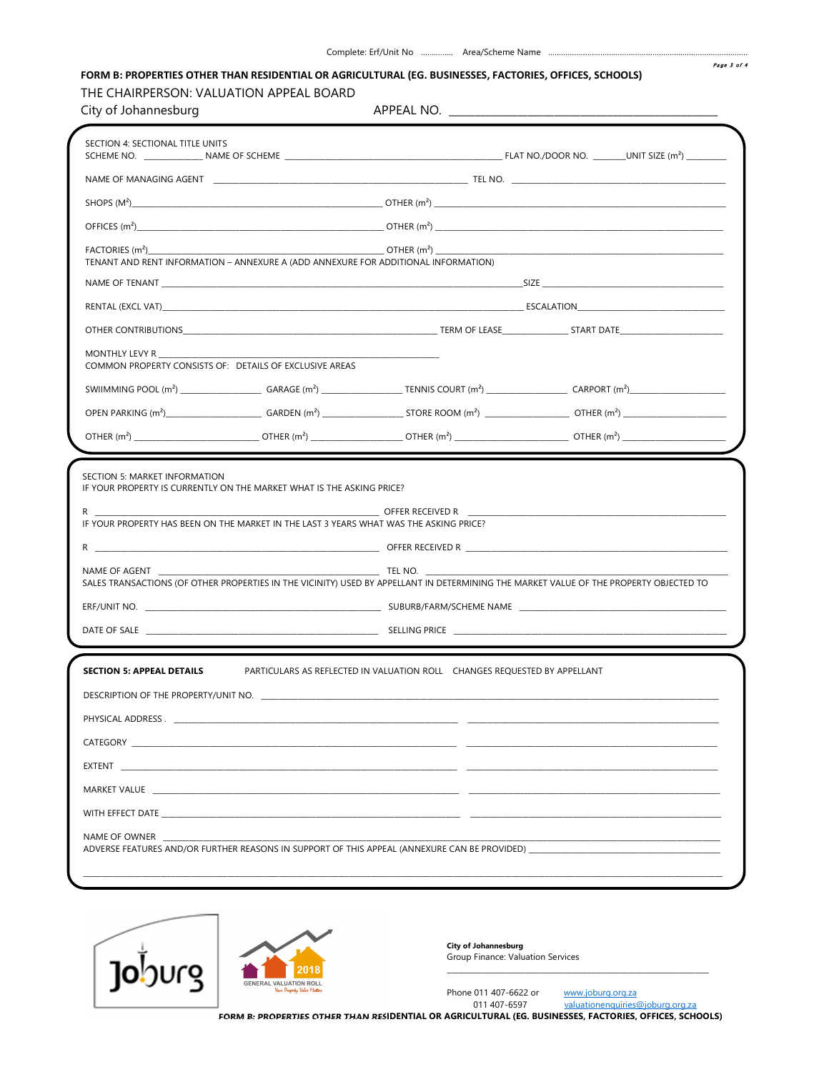Complete: Erf/Unit No .............. Area/Scheme Name ..........................................................................................

**FORM B: PROPERTIES OTHER THAN RESIDENTIAL OR AGRICULTURAL (EG. BUSINESSES, FACTORIES, OFFICES, SCHOOLS)**

THE CHAIRPERSON: VALUATION APPEAL BOARD

City of Johannesburg APPEAL NO. ______________________________________________

SECTION 4: SECTIONAL TITLE UNITS

SCHEME NO. ____________ NAME OF SCHEME ______________________________________________ FLAT NO./DOOR NO. _______ UNIT SIZE ($m^2$) _________

NAME OF MANAGING AGENT ______________________________________________________ TEL NO. ______________________________________________

SHOPS ($M^2$)_______________________________________________________ OTHER ($m^2$) ______________________________________________________

OFFICES ($m^2$)_____________________________________________________ OTHER ($m^2$) ______________________________________________________

FACTORIES ($m^2$)___________________________________________________ OTHER ($m^2$) ______________________________________________________

TENANT AND RENT INFORMATION – ANNEXURE A (ADD ANNEXURE FOR ADDITIONAL INFORMATION)

NAME OF TENANT ______________________________________________________________________________SIZE ______________________________________

RENTAL (EXCL VAT)_____________________________________________________________________________ ESCALATION_______________________________

OTHER CONTRIBUTIONS_____________________________________________________ TERM OF LEASE______________ START DATE_______________________

MONTHLY LEVY R ______________________________________________________________

COMMON PROPERTY CONSISTS OF: DETAILS OF EXCLUSIVE AREAS

SWIIMMING POOL ($m^2$) _________________ GARAGE ($m^2$) _________________ TENNIS COURT ($m^2$) _________________ CARPORT ($m^2$)____________________

OPEN PARKING ($m^2$)____________________ GARDEN ($m^2$) _________________ STORE ROOM ($m^2$) _________________ OTHER ($m^2$) ______________________

OTHER ($m^2$) __________________________ OTHER ($m^2$) ___________________ OTHER ($m^2$) _______________________ OTHER ($m^2$) ______________________

SECTION 5: MARKET INFORMATION

IF YOUR PROPERTY IS CURRENTLY ON THE MARKET WHAT IS THE ASKING PRICE?

R ______________________________________________________________ OFFER RECEIVED R ______________________________________________________

IF YOUR PROPERTY HAS BEEN ON THE MARKET IN THE LAST 3 YEARS WHAT WAS THE ASKING PRICE?

R ______________________________________________________________ OFFER RECEIVED R ______________________________________________________

NAME OF AGENT ________________________________________________ TEL NO. ____________________________________________________________

SALES TRANSACTIONS (OF OTHER PROPERTIES IN THE VICINITY) USED BY APPELLANT IN DETERMINING THE MARKET VALUE OF THE PROPERTY OBJECTED TO

ERF/UNIT NO. ____________________________________________________ SUBURB/FARM/SCHEME NAME ___________________________________________

DATE OF SALE ___________________________________________________ SELLING PRICE ____________________________________________________

**SECTION 5: APPEAL DETAILS** PARTICULARS AS REFLECTED IN VALUATION ROLL CHANGES REQUESTED BY APPELLANT

DESCRIPTION OF THE PROPERTY/UNIT NO. ______________________________________________________________________________________________

PHYSICAL ADDRESS . ______________________________________________________ ______________________________________________________

CATEGORY ______________________________________________________________ ______________________________________________________

EXTENT ________________________________________________________________ ______________________________________________________

MARKET VALUE __________________________________________________________ ______________________________________________________

WITH EFFECT DATE ______________________________________________________ ______________________________________________________

NAME OF OWNER ____________________________________________________________________________________________________________

ADVERSE FEATURES AND/OR FURTHER REASONS IN SUPPORT OF THIS APPEAL (ANNEXURE CAN BE PROVIDED) ________________________________________

______________________________________________________________________________________________________________________________

Joburg

2018 GENERAL VALUATION ROLL *Your Property Value Matters*

**City of Johannesburg**
Group Finance: Valuation Services

Phone 011 407-6622 or 011 407-6597
www.joburg.org.za
valuationenquiries@joburg.org.za

**FORM B: PROPERTIES OTHER THAN RESIDENTIAL OR AGRICULTURAL (EG. BUSINESSES, FACTORIES, OFFICES, SCHOOLS)**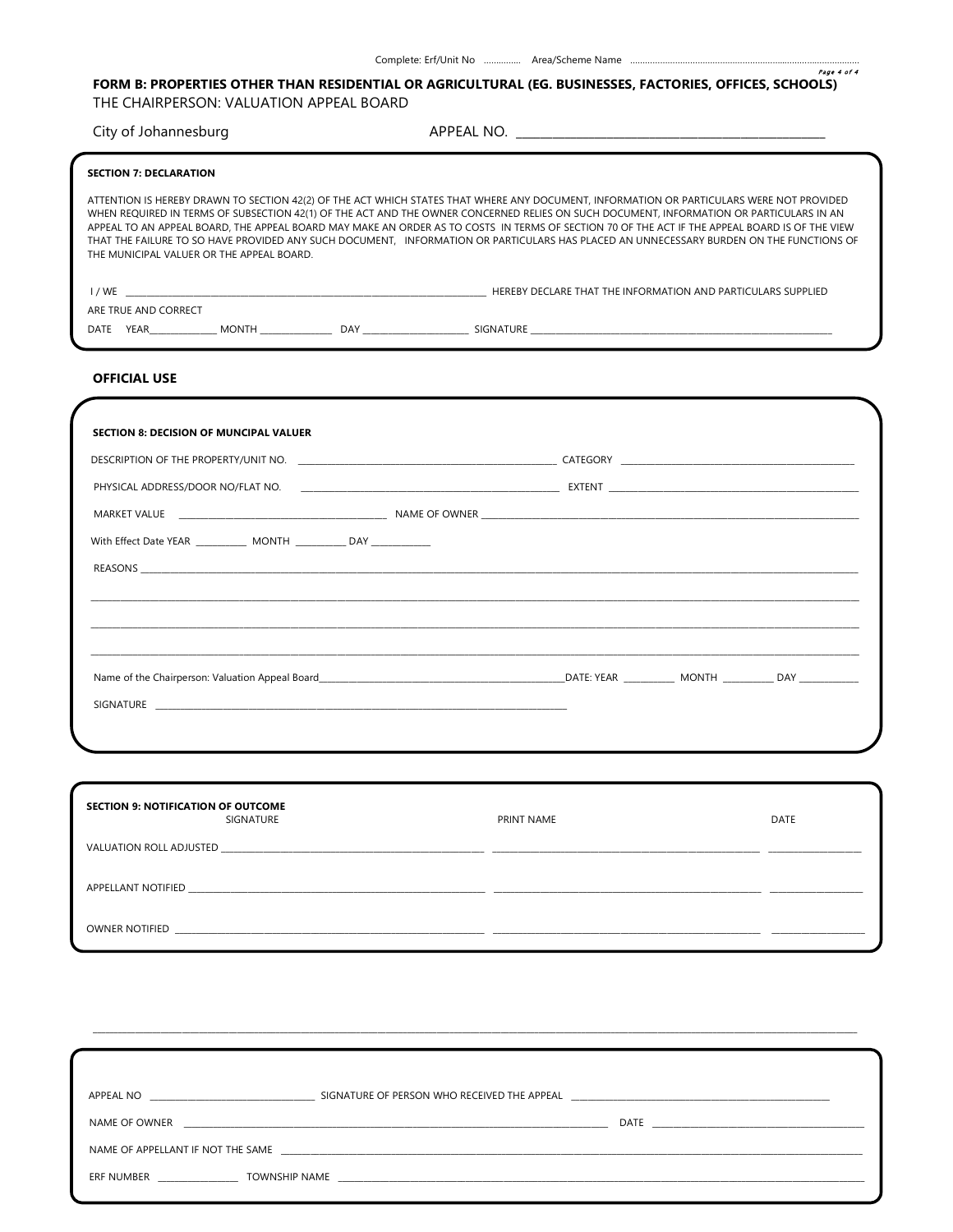Complete: Erf/Unit No ............... Area/Scheme Name ...........................................................................................

**FORM B: PROPERTIES OTHER THAN RESIDENTIAL OR AGRICULTURAL (EG. BUSINESSES, FACTORIES, OFFICES, SCHOOLS)**

THE CHAIRPERSON: VALUATION APPEAL BOARD

City of Johannesburg APPEAL NO. ______________________________

**SECTION 7: DECLARATION**

ATTENTION IS HEREBY DRAWN TO SECTION 42(2) OF THE ACT WHICH STATES THAT WHERE ANY DOCUMENT, INFORMATION OR PARTICULARS WERE NOT PROVIDED WHEN REQUIRED IN TERMS OF SUBSECTION 42(1) OF THE ACT AND THE OWNER CONCERNED RELIES ON SUCH DOCUMENT, INFORMATION OR PARTICULARS IN AN APPEAL TO AN APPEAL BOARD, THE APPEAL BOARD MAY MAKE AN ORDER AS TO COSTS IN TERMS OF SECTION 70 OF THE ACT IF THE APPEAL BOARD IS OF THE VIEW THAT THE FAILURE TO SO HAVE PROVIDED ANY SUCH DOCUMENT, INFORMATION OR PARTICULARS HAS PLACED AN UNNECESSARY BURDEN ON THE FUNCTIONS OF THE MUNICIPAL VALUER OR THE APPEAL BOARD.

I / WE ______________________________ HEREBY DECLARE THAT THE INFORMATION AND PARTICULARS SUPPLIED ARE TRUE AND CORRECT

DATE YEAR__________ MONTH __________ DAY __________ SIGNATURE ______________________________

**OFFICIAL USE**

**SECTION 8: DECISION OF MUNCIPAL VALUER**

DESCRIPTION OF THE PROPERTY/UNIT NO. ______________________________ CATEGORY ______________________________

PHYSICAL ADDRESS/DOOR NO/FLAT NO. ______________________________ EXTENT ______________________________

MARKET VALUE ______________________________ NAME OF OWNER ______________________________

With Effect Date YEAR __________ MONTH __________ DAY __________

REASONS ____________________________________________________________

____________________________________________________________

____________________________________________________________

____________________________________________________________

Name of the Chairperson: Valuation Appeal Board______________________________DATE: YEAR __________ MONTH __________ DAY __________

SIGNATURE ______________________________

**SECTION 9: NOTIFICATION OF OUTCOME**

| | SIGNATURE | PRINT NAME | DATE |
|---|---|---|---|
| VALUATION ROLL ADJUSTED | | | |
| APPELLANT NOTIFIED | | | |
| OWNER NOTIFIED | | | |

____________________________________________________________

APPEAL NO ______________________ SIGNATURE OF PERSON WHO RECEIVED THE APPEAL ______________________________

NAME OF OWNER ______________________________ DATE ______________________

NAME OF APPELLANT IF NOT THE SAME ______________________________

ERF NUMBER ______________ TOWNSHIP NAME ______________________________